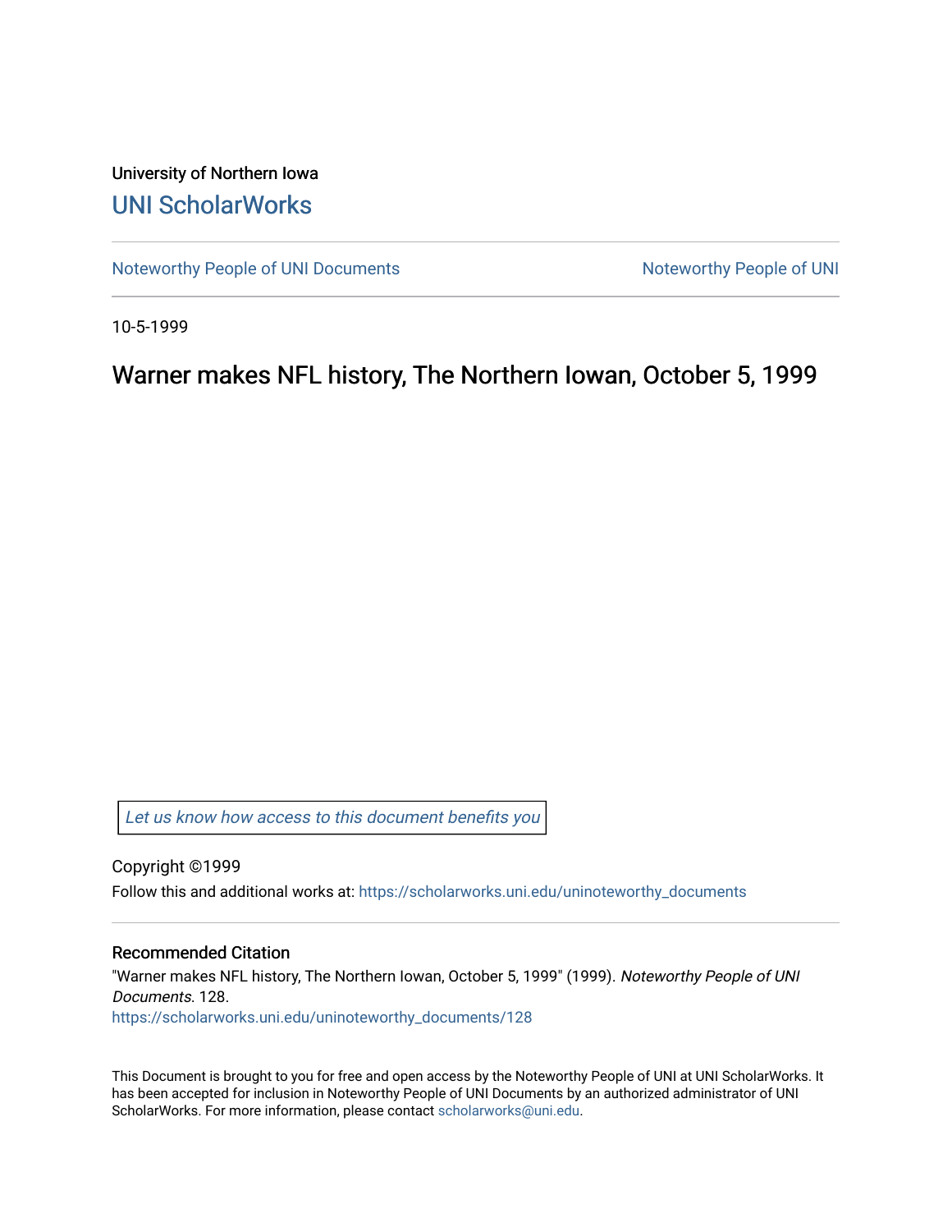University of Northern Iowa

# UNI ScholarWorks

Noteworthy People of UNI Documents

Noteworthy People of UNI

10-5-1999

## Warner makes NFL history, The Northern Iowan, October 5, 1999

Let us know how access to this document benefits you

Copyright ©1999

Follow this and additional works at: https://scholarworks.uni.edu/uninoteworthy_documents

### Recommended Citation

"Warner makes NFL history, The Northern Iowan, October 5, 1999" (1999). *Noteworthy People of UNI Documents*. 128.
https://scholarworks.uni.edu/uninoteworthy_documents/128

This Document is brought to you for free and open access by the Noteworthy People of UNI at UNI ScholarWorks. It has been accepted for inclusion in Noteworthy People of UNI Documents by an authorized administrator of UNI ScholarWorks. For more information, please contact scholarworks@uni.edu.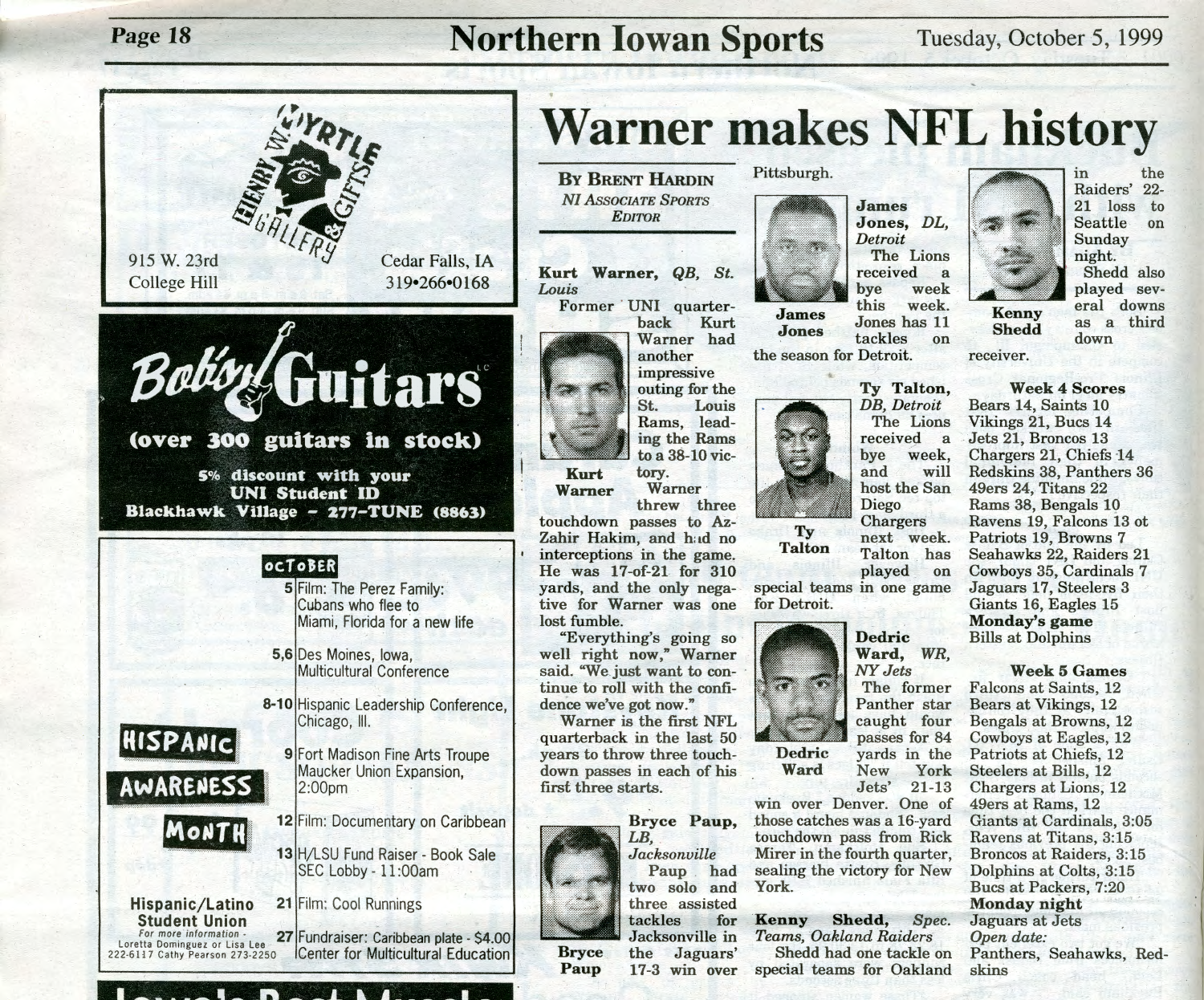Henry W. Myrtle Gallery & Gifts

915 W. 23rd
College Hill

Cedar Falls, IA
319•266•0168

**Bob's Guitars**

(over 300 guitars in stock)

5% discount with your UNI Student ID

Blackhawk Village - 277-TUNE (8863)

**HISPANIC AWARENESS MONTH**

**OCTOBER**

5 Film: The Perez Family: Cubans who flee to Miami, Florida for a new life

5,6 Des Moines, Iowa, Multicultural Conference

8-10 Hispanic Leadership Conference, Chicago, Ill.

9 Fort Madison Fine Arts Troupe Maucker Union Expansion, 2:00pm

12 Film: Documentary on Caribbean

13 H/LSU Fund Raiser - Book Sale SEC Lobby - 11:00am

21 Film: Cool Runnings

27 Fundraiser: Caribbean plate - $4.00 Center for Multicultural Education

Hispanic/Latino Student Union
For more information - Loretta Dominguez or Lisa Lee 222-6117 Cathy Pearson 273-2250

# Warner makes NFL history

**By Brent Hardin**
*NI Associate Sports Editor*

**Kurt Warner,** *QB, St. Louis*

Kurt Warner

Former UNI quarterback Kurt Warner had another impressive outing for the St. Louis Rams, leading the Rams to a 38-10 victory.

Warner threw three touchdown passes to Az-Zahir Hakim, and had no interceptions in the game. He was 17-of-21 for 310 yards, and the only negative for Warner was one lost fumble.

"Everything's going so well right now," Warner said. "We just want to continue to roll with the confidence we've got now."

Warner is the first NFL quarterback in the last 50 years to throw three touchdown passes in each of his first three starts.

**Bryce Paup,** *LB, Jacksonville*

Bryce Paup

Paup had two solo and three assisted tackles for Jacksonville in the Jaguars' 17-3 win over Pittsburgh.

**James Jones,** *DL, Detroit*

James Jones

The Lions received a bye week this week. Jones has 11 tackles on the season for Detroit.

**Ty Talton,** *DB, Detroit*

Ty Talton

The Lions received a bye week, and will host the San Diego Chargers next week. Talton has played on special teams in one game for Detroit.

**Dedric Ward,** *WR, NY Jets*

Dedric Ward

The former Panther star caught four passes for 84 yards in the New York Jets' 21-13 win over Denver. One of those catches was a 16-yard touchdown pass from Rick Mirer in the fourth quarter, sealing the victory for New York.

**Kenny Shedd,** *Spec. Teams, Oakland Raiders*

Kenny Shedd

Shedd had one tackle on special teams for Oakland in the Raiders' 22-21 loss to Seattle on Sunday night.

Shedd also played several downs as a third down receiver.

### Week 4 Scores

Bears 14, Saints 10
Vikings 21, Bucs 14
Jets 21, Broncos 13
Chargers 21, Chiefs 14
Redskins 38, Panthers 36
49ers 24, Titans 22
Rams 38, Bengals 10
Ravens 19, Falcons 13 ot
Patriots 19, Browns 7
Seahawks 22, Raiders 21
Cowboys 35, Cardinals 7
Jaguars 17, Steelers 3
Giants 16, Eagles 15
**Monday's game**
Bills at Dolphins

### Week 5 Games

Falcons at Saints, 12
Bears at Vikings, 12
Bengals at Browns, 12
Cowboys at Eagles, 12
Patriots at Chiefs, 12
Steelers at Bills, 12
Chargers at Lions, 12
49ers at Rams, 12
Giants at Cardinals, 3:05
Ravens at Titans, 3:15
Broncos at Raiders, 3:15
Dolphins at Colts, 3:15
Bucs at Packers, 7:20
**Monday night**
Jaguars at Jets
*Open date:*
Panthers, Seahawks, Redskins